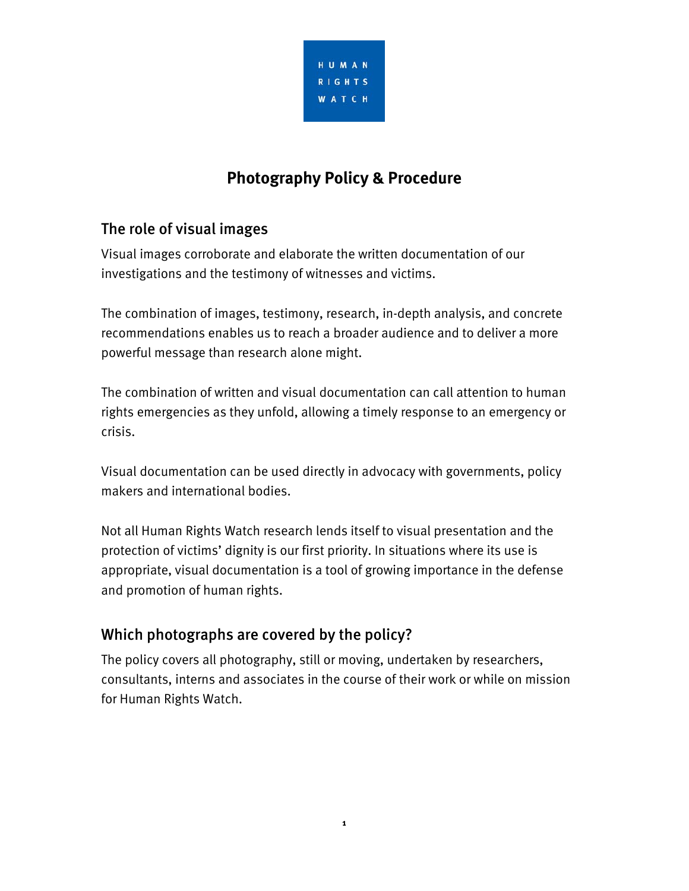HUMAN RIGHTS WATCH

# Photography Policy & Procedure

## The role of visual images

Visual images corroborate and elaborate the written documentation of our investigations and the testimony of witnesses and victims.

The combination of images, testimony, research, in-depth analysis, and concrete recommendations enables us to reach a broader audience and to deliver a more powerful message than research alone might.

The combination of written and visual documentation can call attention to human rights emergencies as they unfold, allowing a timely response to an emergency or crisis.

Visual documentation can be used directly in advocacy with governments, policy makers and international bodies.

Not all Human Rights Watch research lends itself to visual presentation and the protection of victims' dignity is our first priority. In situations where its use is appropriate, visual documentation is a tool of growing importance in the defense and promotion of human rights.

## Which photographs are covered by the policy?

The policy covers all photography, still or moving, undertaken by researchers, consultants, interns and associates in the course of their work or while on mission for Human Rights Watch.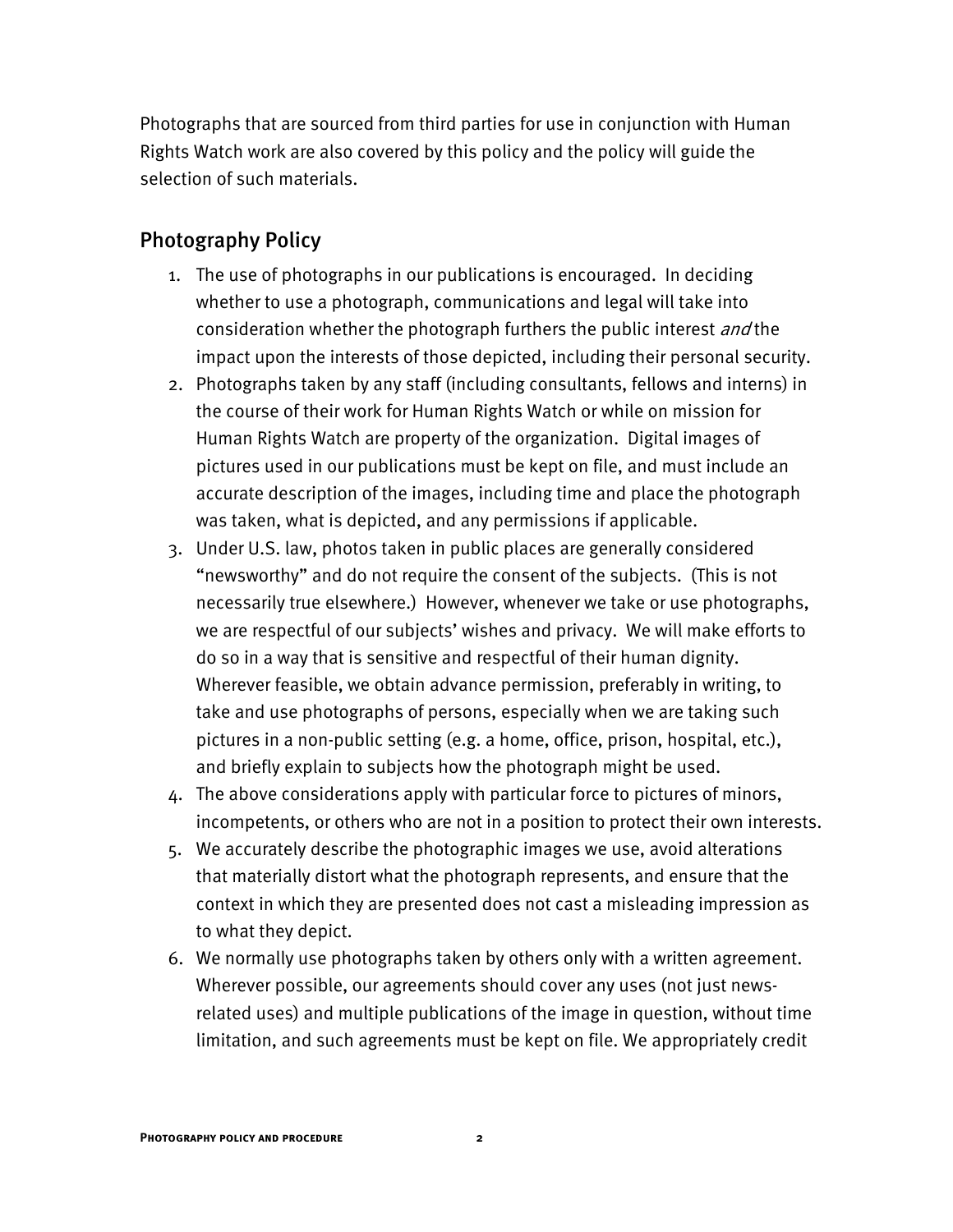Photographs that are sourced from third parties for use in conjunction with Human Rights Watch work are also covered by this policy and the policy will guide the selection of such materials.

## Photography Policy

1. The use of photographs in our publications is encouraged. In deciding whether to use a photograph, communications and legal will take into consideration whether the photograph furthers the public interest *and* the impact upon the interests of those depicted, including their personal security.
2. Photographs taken by any staff (including consultants, fellows and interns) in the course of their work for Human Rights Watch or while on mission for Human Rights Watch are property of the organization. Digital images of pictures used in our publications must be kept on file, and must include an accurate description of the images, including time and place the photograph was taken, what is depicted, and any permissions if applicable.
3. Under U.S. law, photos taken in public places are generally considered "newsworthy" and do not require the consent of the subjects. (This is not necessarily true elsewhere.) However, whenever we take or use photographs, we are respectful of our subjects' wishes and privacy. We will make efforts to do so in a way that is sensitive and respectful of their human dignity. Wherever feasible, we obtain advance permission, preferably in writing, to take and use photographs of persons, especially when we are taking such pictures in a non-public setting (e.g. a home, office, prison, hospital, etc.), and briefly explain to subjects how the photograph might be used.
4. The above considerations apply with particular force to pictures of minors, incompetents, or others who are not in a position to protect their own interests.
5. We accurately describe the photographic images we use, avoid alterations that materially distort what the photograph represents, and ensure that the context in which they are presented does not cast a misleading impression as to what they depict.
6. We normally use photographs taken by others only with a written agreement. Wherever possible, our agreements should cover any uses (not just news-related uses) and multiple publications of the image in question, without time limitation, and such agreements must be kept on file. We appropriately credit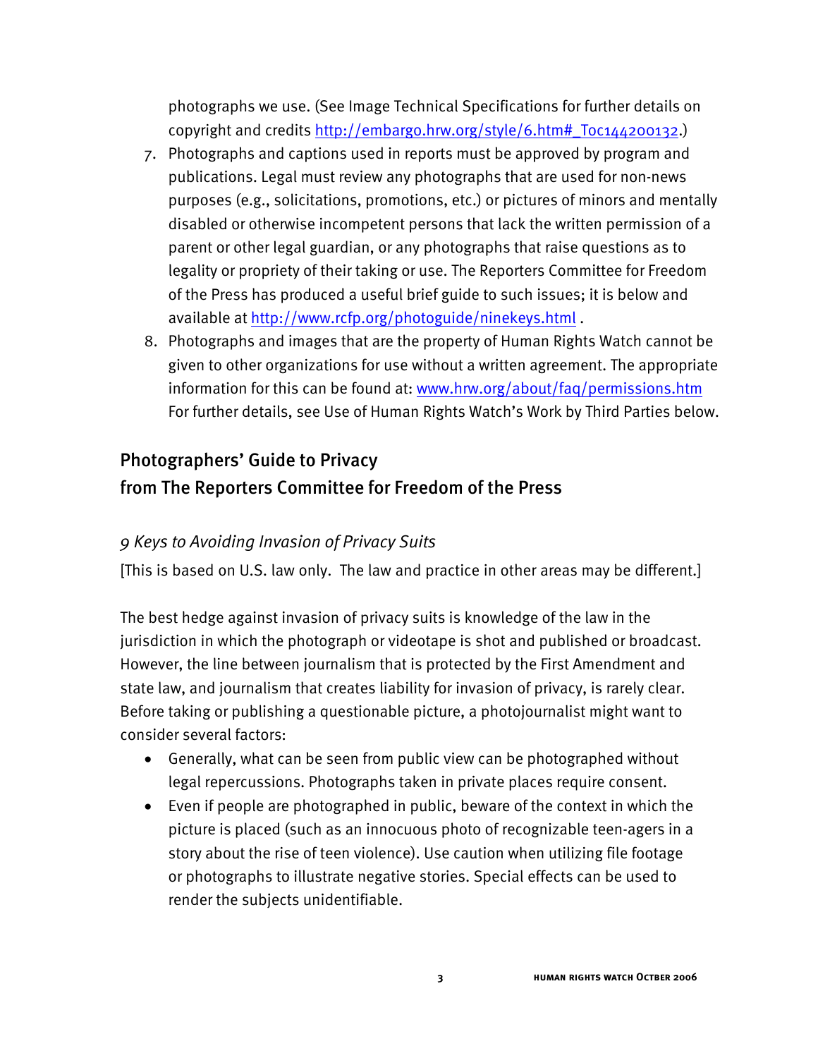photographs we use. (See Image Technical Specifications for further details on copyright and credits http://embargo.hrw.org/style/6.htm#_Toc144200132.)

7. Photographs and captions used in reports must be approved by program and publications. Legal must review any photographs that are used for non-news purposes (e.g., solicitations, promotions, etc.) or pictures of minors and mentally disabled or otherwise incompetent persons that lack the written permission of a parent or other legal guardian, or any photographs that raise questions as to legality or propriety of their taking or use. The Reporters Committee for Freedom of the Press has produced a useful brief guide to such issues; it is below and available at http://www.rcfp.org/photoguide/ninekeys.html .
8. Photographs and images that are the property of Human Rights Watch cannot be given to other organizations for use without a written agreement. The appropriate information for this can be found at: www.hrw.org/about/faq/permissions.htm For further details, see Use of Human Rights Watch's Work by Third Parties below.

## Photographers' Guide to Privacy from The Reporters Committee for Freedom of the Press

### *9 Keys to Avoiding Invasion of Privacy Suits*

[This is based on U.S. law only. The law and practice in other areas may be different.]

The best hedge against invasion of privacy suits is knowledge of the law in the jurisdiction in which the photograph or videotape is shot and published or broadcast. However, the line between journalism that is protected by the First Amendment and state law, and journalism that creates liability for invasion of privacy, is rarely clear. Before taking or publishing a questionable picture, a photojournalist might want to consider several factors:

- Generally, what can be seen from public view can be photographed without legal repercussions. Photographs taken in private places require consent.
- Even if people are photographed in public, beware of the context in which the picture is placed (such as an innocuous photo of recognizable teen-agers in a story about the rise of teen violence). Use caution when utilizing file footage or photographs to illustrate negative stories. Special effects can be used to render the subjects unidentifiable.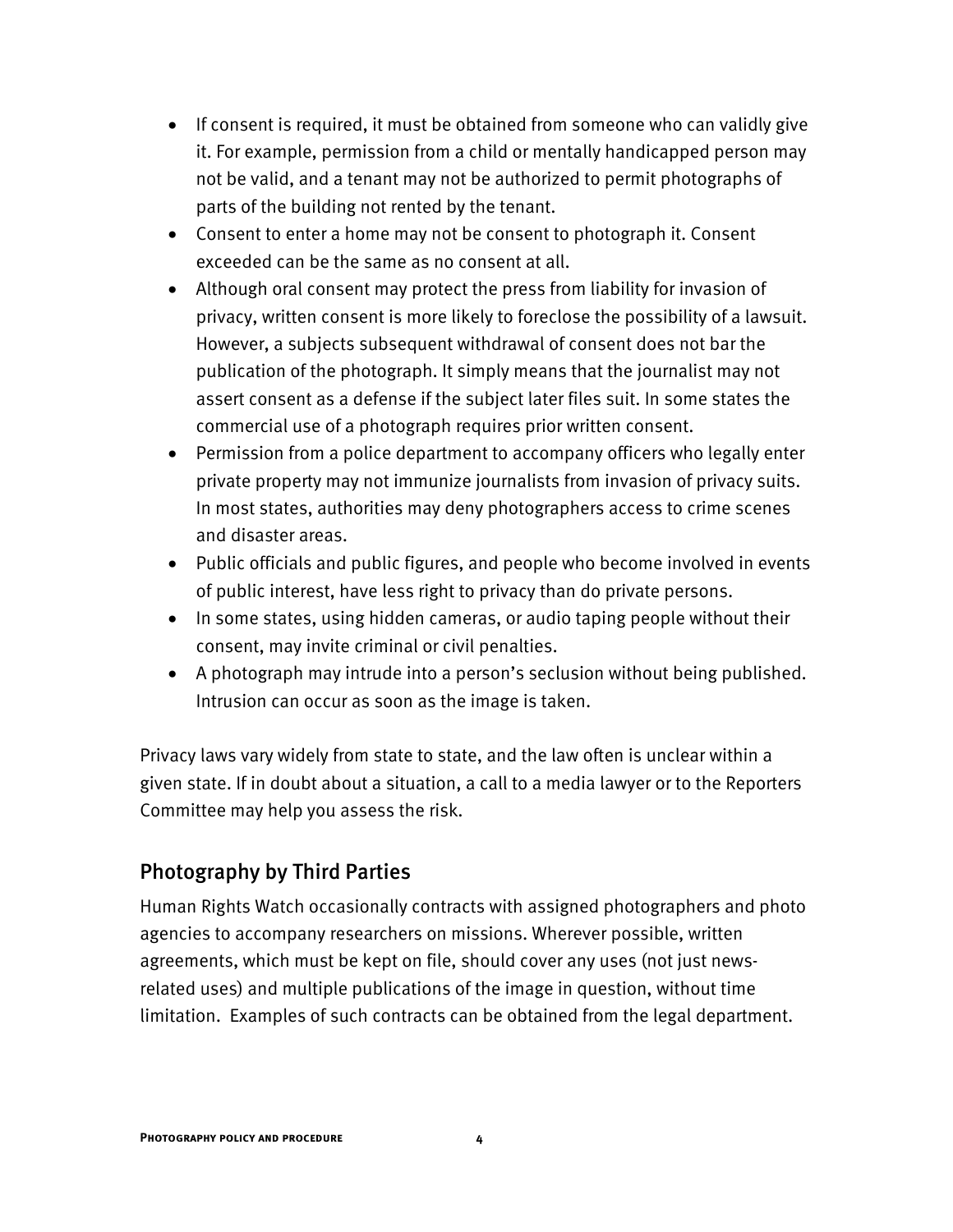- If consent is required, it must be obtained from someone who can validly give it. For example, permission from a child or mentally handicapped person may not be valid, and a tenant may not be authorized to permit photographs of parts of the building not rented by the tenant.
- Consent to enter a home may not be consent to photograph it. Consent exceeded can be the same as no consent at all.
- Although oral consent may protect the press from liability for invasion of privacy, written consent is more likely to foreclose the possibility of a lawsuit. However, a subjects subsequent withdrawal of consent does not bar the publication of the photograph. It simply means that the journalist may not assert consent as a defense if the subject later files suit. In some states the commercial use of a photograph requires prior written consent.
- Permission from a police department to accompany officers who legally enter private property may not immunize journalists from invasion of privacy suits. In most states, authorities may deny photographers access to crime scenes and disaster areas.
- Public officials and public figures, and people who become involved in events of public interest, have less right to privacy than do private persons.
- In some states, using hidden cameras, or audio taping people without their consent, may invite criminal or civil penalties.
- A photograph may intrude into a person's seclusion without being published. Intrusion can occur as soon as the image is taken.

Privacy laws vary widely from state to state, and the law often is unclear within a given state. If in doubt about a situation, a call to a media lawyer or to the Reporters Committee may help you assess the risk.

## Photography by Third Parties

Human Rights Watch occasionally contracts with assigned photographers and photo agencies to accompany researchers on missions. Wherever possible, written agreements, which must be kept on file, should cover any uses (not just news-related uses) and multiple publications of the image in question, without time limitation. Examples of such contracts can be obtained from the legal department.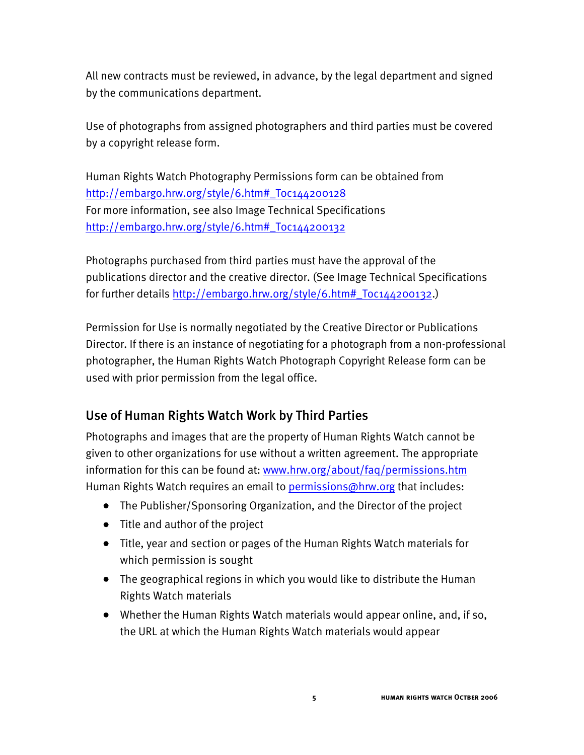All new contracts must be reviewed, in advance, by the legal department and signed by the communications department.

Use of photographs from assigned photographers and third parties must be covered by a copyright release form.

Human Rights Watch Photography Permissions form can be obtained from http://embargo.hrw.org/style/6.htm#_Toc144200128
For more information, see also Image Technical Specifications http://embargo.hrw.org/style/6.htm#_Toc144200132

Photographs purchased from third parties must have the approval of the publications director and the creative director. (See Image Technical Specifications for further details http://embargo.hrw.org/style/6.htm#_Toc144200132.)

Permission for Use is normally negotiated by the Creative Director or Publications Director. If there is an instance of negotiating for a photograph from a non-professional photographer, the Human Rights Watch Photograph Copyright Release form can be used with prior permission from the legal office.

## Use of Human Rights Watch Work by Third Parties

Photographs and images that are the property of Human Rights Watch cannot be given to other organizations for use without a written agreement. The appropriate information for this can be found at: www.hrw.org/about/faq/permissions.htm
Human Rights Watch requires an email to permissions@hrw.org that includes:

- The Publisher/Sponsoring Organization, and the Director of the project
- Title and author of the project
- Title, year and section or pages of the Human Rights Watch materials for which permission is sought
- The geographical regions in which you would like to distribute the Human Rights Watch materials
- Whether the Human Rights Watch materials would appear online, and, if so, the URL at which the Human Rights Watch materials would appear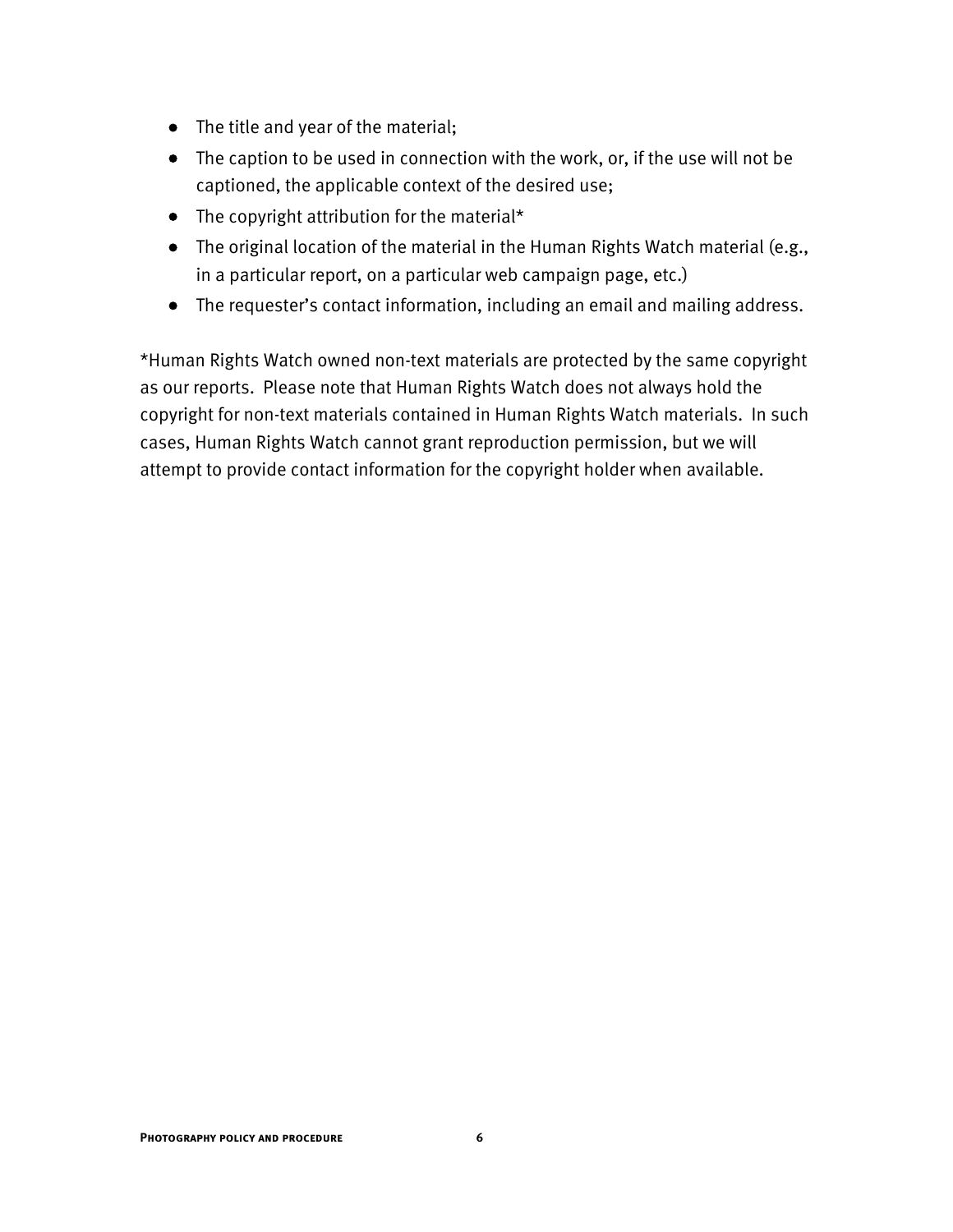- The title and year of the material;
- The caption to be used in connection with the work, or, if the use will not be captioned, the applicable context of the desired use;
- The copyright attribution for the material*
- The original location of the material in the Human Rights Watch material (e.g., in a particular report, on a particular web campaign page, etc.)
- The requester's contact information, including an email and mailing address.

*Human Rights Watch owned non-text materials are protected by the same copyright as our reports. Please note that Human Rights Watch does not always hold the copyright for non-text materials contained in Human Rights Watch materials. In such cases, Human Rights Watch cannot grant reproduction permission, but we will attempt to provide contact information for the copyright holder when available.